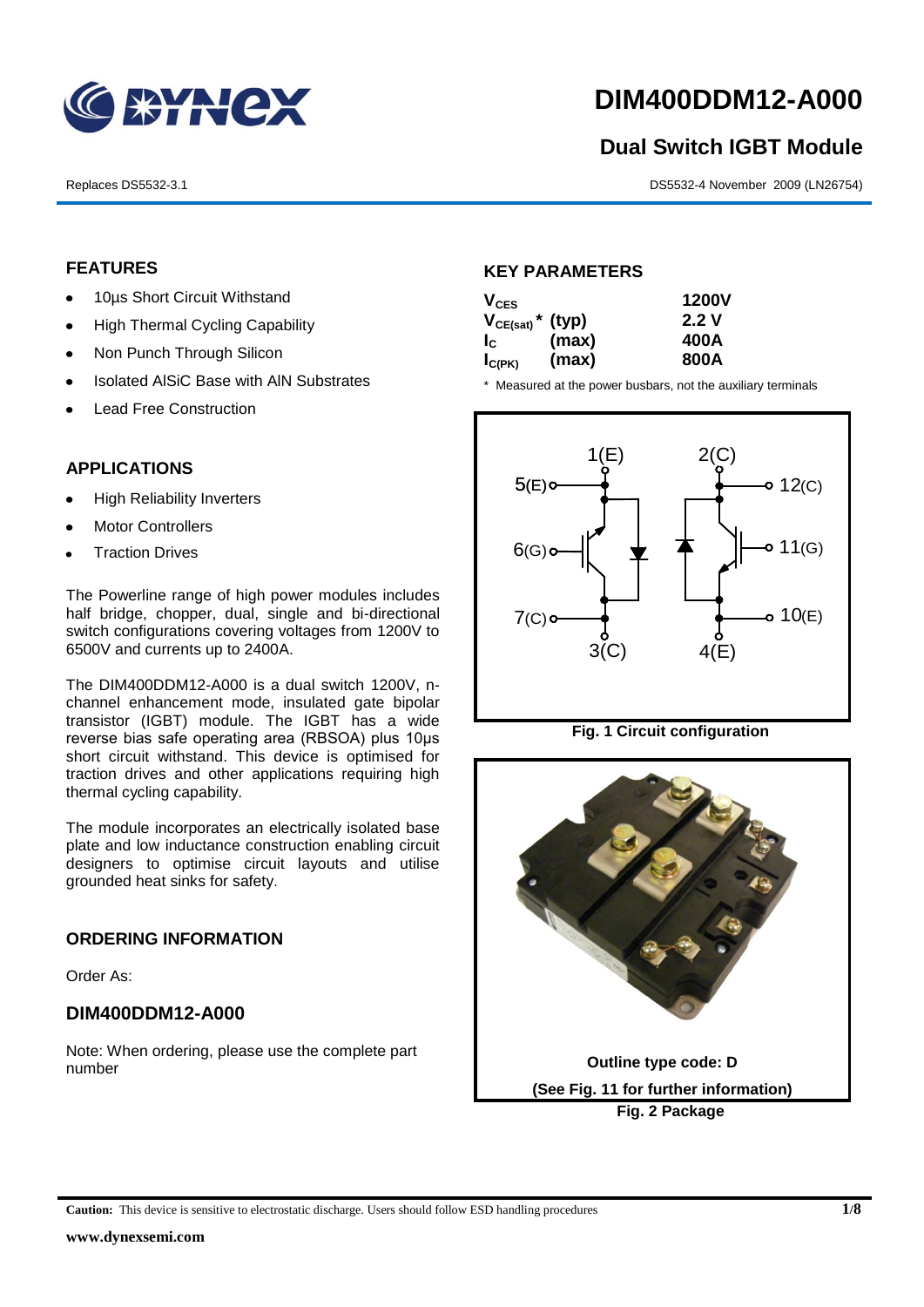# DIM400DDM12-A000

## Dual Switch IGBT Module

Replaces DS5532-3.1

DS5532-4 November 2009 (LN26754)

### FEATURES

- 10µs Short Circuit Withstand
- High Thermal Cycling Capability
- Non Punch Through Silicon
- Isolated AlSiC Base with AlN Substrates
- Lead Free Construction

### APPLICATIONS

- High Reliability Inverters
- Motor Controllers
- Traction Drives

The Powerline range of high power modules includes half bridge, chopper, dual, single and bi-directional switch configurations covering voltages from 1200V to 6500V and currents up to 2400A.

The DIM400DDM12-A000 is a dual switch 1200V, n-channel enhancement mode, insulated gate bipolar transistor (IGBT) module. The IGBT has a wide reverse bias safe operating area (RBSOA) plus 10µs short circuit withstand. This device is optimised for traction drives and other applications requiring high thermal cycling capability.

The module incorporates an electrically isolated base plate and low inductance construction enabling circuit designers to optimise circuit layouts and utilise grounded heat sinks for safety.

### ORDERING INFORMATION

Order As:

### DIM400DDM12-A000

Note: When ordering, please use the complete part number

### KEY PARAMETERS

| Parameter | | Value |
|---|---|---|
| $V_{CES}$ | | 1200V |
| $V_{CE(sat)}$ * | (typ) | 2.2 V |
| $I_C$ | (max) | 400A |
| $I_{C(PK)}$ | (max) | 800A |

\* Measured at the power busbars, not the auxiliary terminals

Fig. 1 Circuit configuration

Outline type code: D

(See Fig. 11 for further information)

Fig. 2 Package

**Caution:** This device is sensitive to electrostatic discharge. Users should follow ESD handling procedures

www.dynexsemi.com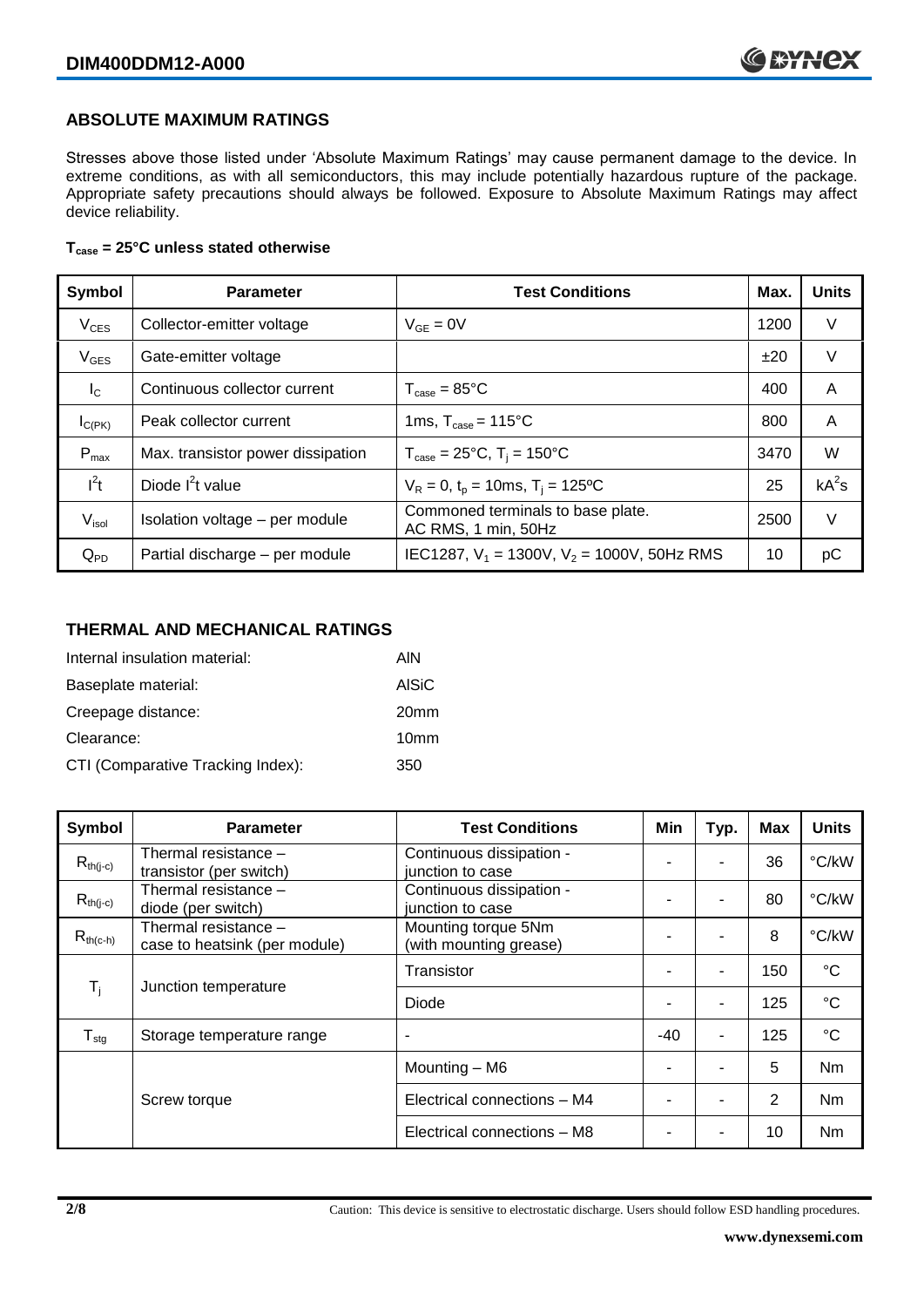## ABSOLUTE MAXIMUM RATINGS

Stresses above those listed under 'Absolute Maximum Ratings' may cause permanent damage to the device. In extreme conditions, as with all semiconductors, this may include potentially hazardous rupture of the package. Appropriate safety precautions should always be followed. Exposure to Absolute Maximum Ratings may affect device reliability.

**$T_{case}$ = 25°C unless stated otherwise**

| Symbol | Parameter | Test Conditions | Max. | Units |
|---|---|---|---|---|
| $V_{CES}$ | Collector-emitter voltage | $V_{GE} = 0V$ | 1200 | V |
| $V_{GES}$ | Gate-emitter voltage | | ±20 | V |
| $I_C$ | Continuous collector current | $T_{case} = 85°C$ | 400 | A |
| $I_{C(PK)}$ | Peak collector current | 1ms, $T_{case} = 115°C$ | 800 | A |
| $P_{max}$ | Max. transistor power dissipation | $T_{case} = 25°C$, $T_j = 150°C$ | 3470 | W |
| $I^2t$ | Diode $I^2t$ value | $V_R = 0$, $t_p = 10ms$, $T_j = 125°C$ | 25 | $kA^2s$ |
| $V_{isol}$ | Isolation voltage – per module | Commoned terminals to base plate. AC RMS, 1 min, 50Hz | 2500 | V |
| $Q_{PD}$ | Partial discharge – per module | IEC1287, $V_1 = 1300V$, $V_2 = 1000V$, 50Hz RMS | 10 | pC |

## THERMAL AND MECHANICAL RATINGS

Internal insulation material: AlN

Baseplate material: AlSiC

Creepage distance: 20mm

Clearance: 10mm

CTI (Comparative Tracking Index): 350

| Symbol | Parameter | Test Conditions | Min | Typ. | Max | Units |
|---|---|---|---|---|---|---|
| $R_{th(j-c)}$ | Thermal resistance – transistor (per switch) | Continuous dissipation - junction to case | - | - | 36 | °C/kW |
| $R_{th(j-c)}$ | Thermal resistance – diode (per switch) | Continuous dissipation - junction to case | - | - | 80 | °C/kW |
| $R_{th(c-h)}$ | Thermal resistance – case to heatsink (per module) | Mounting torque 5Nm (with mounting grease) | - | - | 8 | °C/kW |
| $T_j$ | Junction temperature | Transistor | - | - | 150 | °C |
| | | Diode | - | - | 125 | °C |
| $T_{stg}$ | Storage temperature range | - | -40 | - | 125 | °C |
| | Screw torque | Mounting – M6 | - | - | 5 | Nm |
| | | Electrical connections – M4 | - | - | 2 | Nm |
| | | Electrical connections – M8 | - | - | 10 | Nm |

Caution: This device is sensitive to electrostatic discharge. Users should follow ESD handling procedures.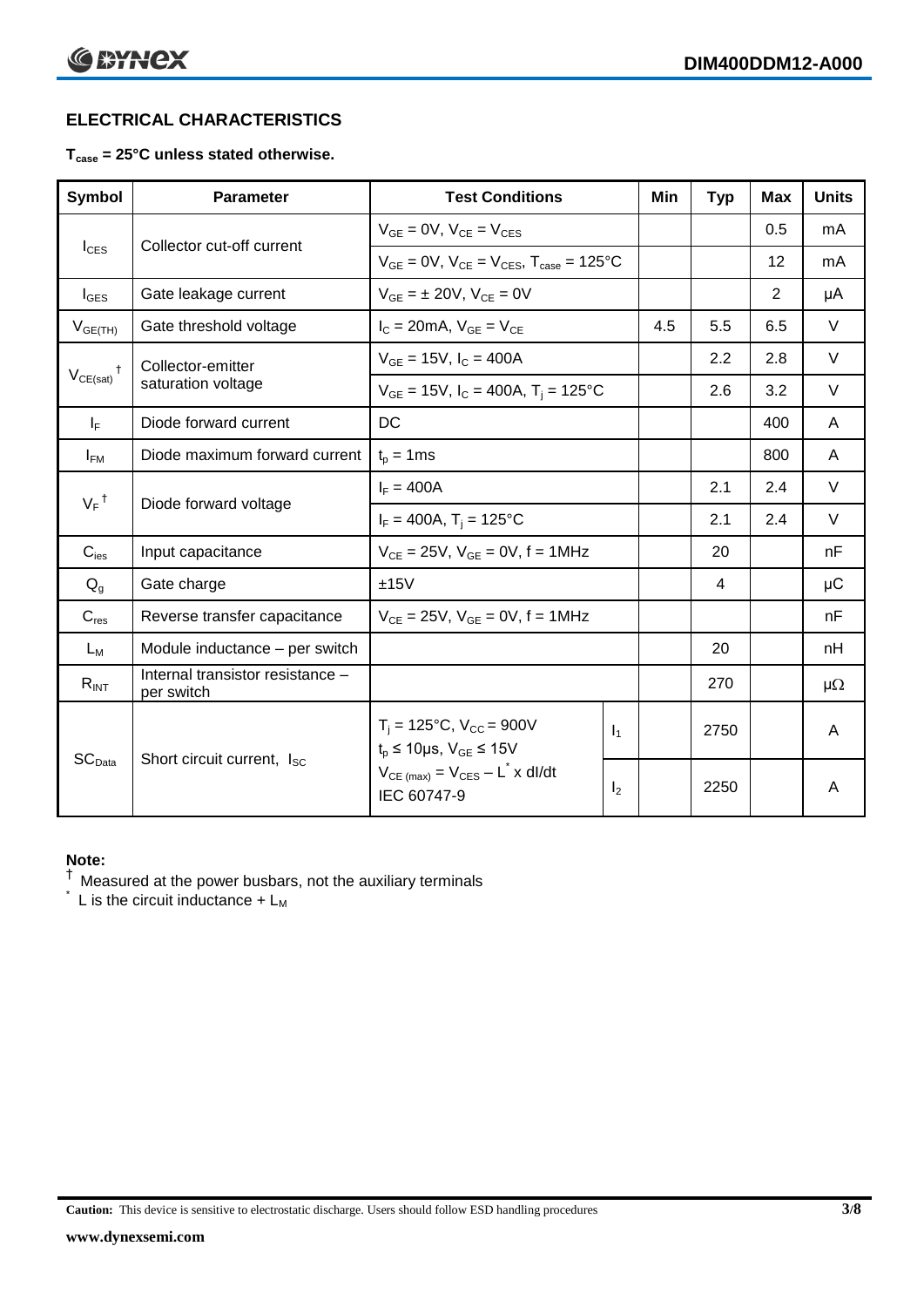## ELECTRICAL CHARACTERISTICS

**$T_{case}$ = 25°C unless stated otherwise.**

| Symbol | Parameter | Test Conditions | | Min | Typ | Max | Units |
|---|---|---|---|---|---|---|---|
| $I_{CES}$ | Collector cut-off current | $V_{GE}$ = 0V, $V_{CE}$ = $V_{CES}$ | | | | 0.5 | mA |
| | | $V_{GE}$ = 0V, $V_{CE}$ = $V_{CES}$, $T_{case}$ = 125°C | | | | 12 | mA |
| $I_{GES}$ | Gate leakage current | $V_{GE}$ = ± 20V, $V_{CE}$ = 0V | | | | 2 | μA |
| $V_{GE(TH)}$ | Gate threshold voltage | $I_C$ = 20mA, $V_{GE}$ = $V_{CE}$ | | 4.5 | 5.5 | 6.5 | V |
| $V_{CE(sat)}$ † | Collector-emitter saturation voltage | $V_{GE}$ = 15V, $I_C$ = 400A | | | 2.2 | 2.8 | V |
| | | $V_{GE}$ = 15V, $I_C$ = 400A, $T_j$ = 125°C | | | 2.6 | 3.2 | V |
| $I_F$ | Diode forward current | DC | | | | 400 | A |
| $I_{FM}$ | Diode maximum forward current | $t_p$ = 1ms | | | | 800 | A |
| $V_F$ † | Diode forward voltage | $I_F$ = 400A | | | 2.1 | 2.4 | V |
| | | $I_F$ = 400A, $T_j$ = 125°C | | | 2.1 | 2.4 | V |
| $C_{ies}$ | Input capacitance | $V_{CE}$ = 25V, $V_{GE}$ = 0V, f = 1MHz | | | 20 | | nF |
| $Q_g$ | Gate charge | ±15V | | | 4 | | μC |
| $C_{res}$ | Reverse transfer capacitance | $V_{CE}$ = 25V, $V_{GE}$ = 0V, f = 1MHz | | | | | nF |
| $L_M$ | Module inductance – per switch | | | | 20 | | nH |
| $R_{INT}$ | Internal transistor resistance – per switch | | | | 270 | | μΩ |
| $SC_{Data}$ | Short circuit current, $I_{SC}$ | $T_j$ = 125°C, $V_{CC}$ = 900V<br>$t_p$ ≤ 10μs, $V_{GE}$ ≤ 15V | $I_1$ | | 2750 | | A |
| | | $V_{CE\,(max)}$ = $V_{CES}$ – $L^*$ x dI/dt<br>IEC 60747-9 | $I_2$ | | 2250 | | A |

**Note:**

† Measured at the power busbars, not the auxiliary terminals

\* L is the circuit inductance + $L_M$

**Caution:** This device is sensitive to electrostatic discharge. Users should follow ESD handling procedures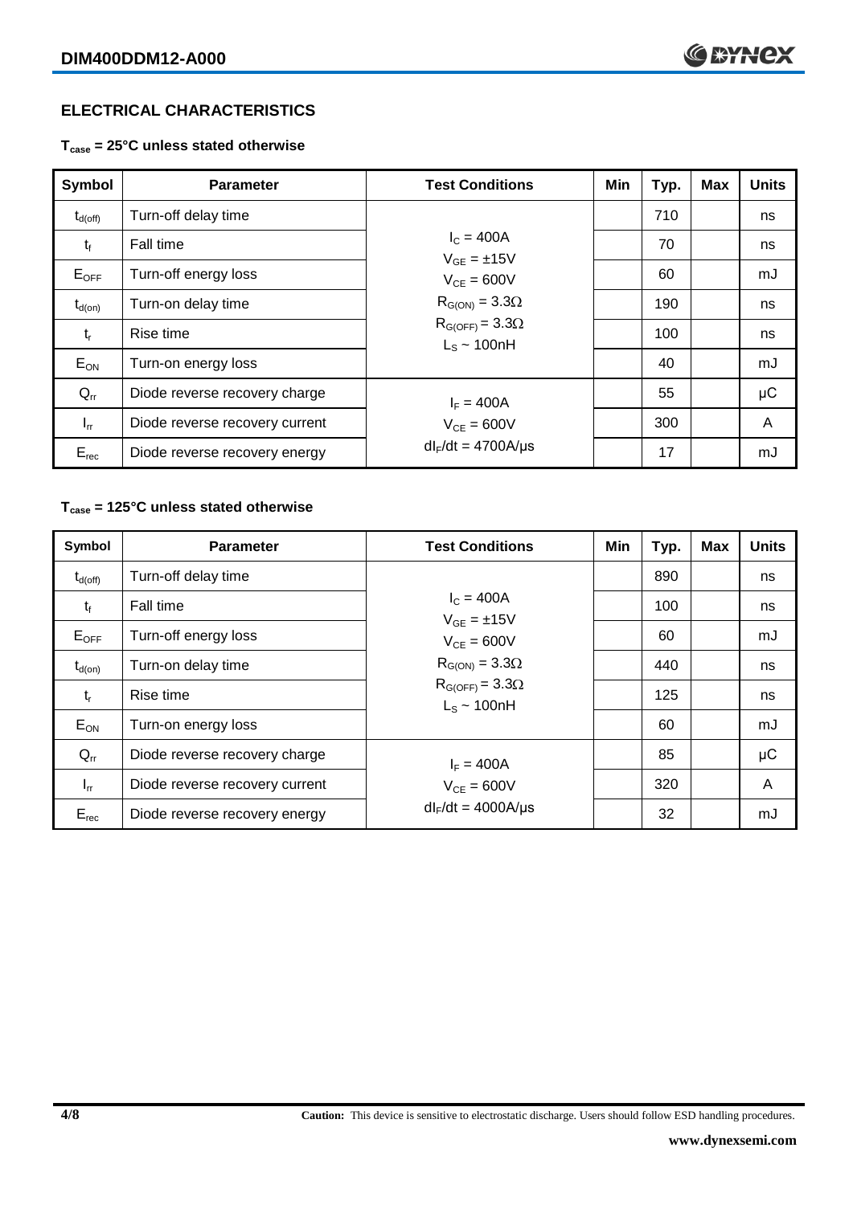## ELECTRICAL CHARACTERISTICS

**$T_{case}$ = 25°C unless stated otherwise**

| Symbol | Parameter | Test Conditions | Min | Typ. | Max | Units |
|---|---|---|---|---|---|---|
| $t_{d(off)}$ | Turn-off delay time | $I_C$ = 400A<br>$V_{GE}$ = ±15V<br>$V_{CE}$ = 600V<br>$R_{G(ON)}$ = 3.3Ω<br>$R_{G(OFF)}$ = 3.3Ω<br>$L_S$ ~ 100nH | | 710 | | ns |
| $t_f$ | Fall time | | | 70 | | ns |
| $E_{OFF}$ | Turn-off energy loss | | | 60 | | mJ |
| $t_{d(on)}$ | Turn-on delay time | | | 190 | | ns |
| $t_r$ | Rise time | | | 100 | | ns |
| $E_{ON}$ | Turn-on energy loss | | | 40 | | mJ |
| $Q_{rr}$ | Diode reverse recovery charge | $I_F$ = 400A<br>$V_{CE}$ = 600V<br>$dI_F/dt$ = 4700A/µs | | 55 | | µC |
| $I_{rr}$ | Diode reverse recovery current | | | 300 | | A |
| $E_{rec}$ | Diode reverse recovery energy | | | 17 | | mJ |

**$T_{case}$ = 125°C unless stated otherwise**

| Symbol | Parameter | Test Conditions | Min | Typ. | Max | Units |
|---|---|---|---|---|---|---|
| $t_{d(off)}$ | Turn-off delay time | $I_C$ = 400A<br>$V_{GE}$ = ±15V<br>$V_{CE}$ = 600V<br>$R_{G(ON)}$ = 3.3Ω<br>$R_{G(OFF)}$ = 3.3Ω<br>$L_S$ ~ 100nH | | 890 | | ns |
| $t_f$ | Fall time | | | 100 | | ns |
| $E_{OFF}$ | Turn-off energy loss | | | 60 | | mJ |
| $t_{d(on)}$ | Turn-on delay time | | | 440 | | ns |
| $t_r$ | Rise time | | | 125 | | ns |
| $E_{ON}$ | Turn-on energy loss | | | 60 | | mJ |
| $Q_{rr}$ | Diode reverse recovery charge | $I_F$ = 400A<br>$V_{CE}$ = 600V<br>$dI_F/dt$ = 4000A/µs | | 85 | | µC |
| $I_{rr}$ | Diode reverse recovery current | | | 320 | | A |
| $E_{rec}$ | Diode reverse recovery energy | | | 32 | | mJ |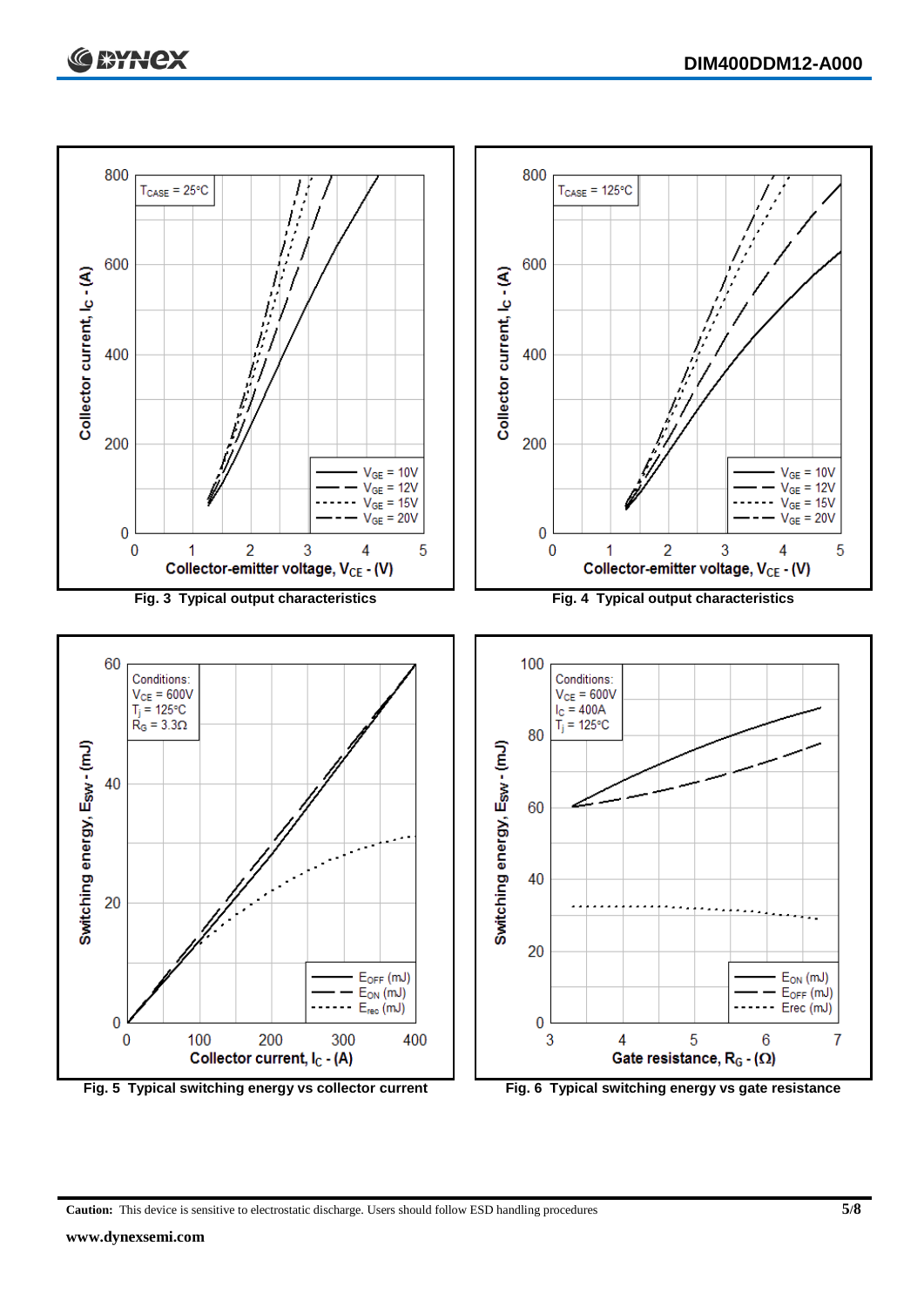Fig. 3 Typical output characteristics

Fig. 4 Typical output characteristics

Fig. 5 Typical switching energy vs collector current

Fig. 6 Typical switching energy vs gate resistance

**Caution:** This device is sensitive to electrostatic discharge. Users should follow ESD handling procedures

**www.dynexsemi.com**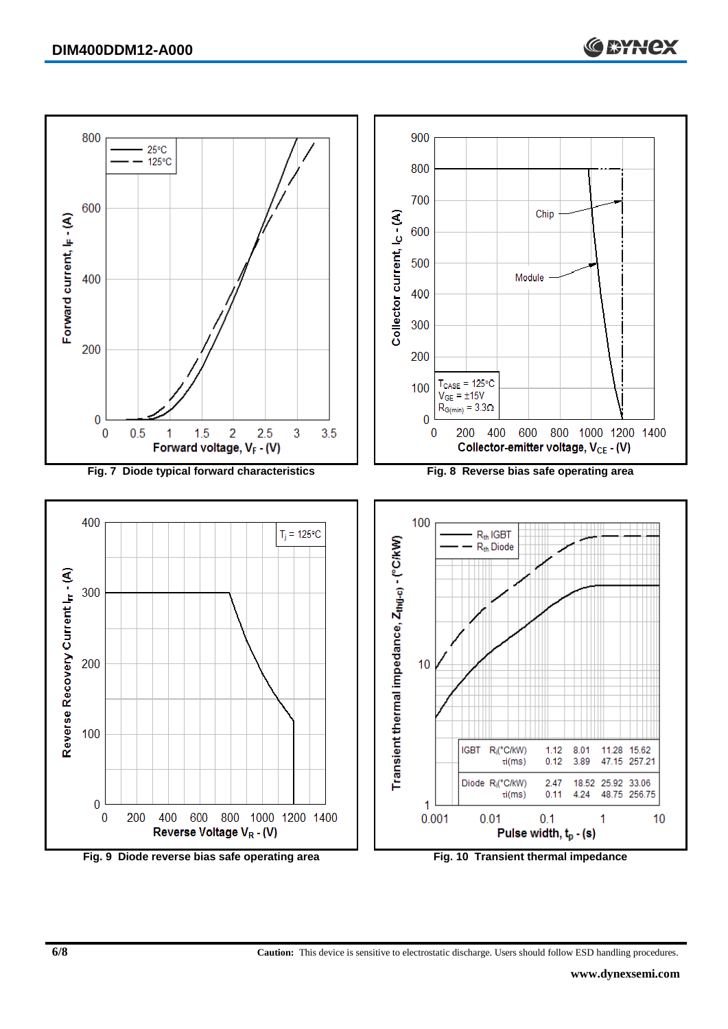Fig. 7 Diode typical forward characteristics

Fig. 8 Reverse bias safe operating area

Fig. 9 Diode reverse bias safe operating area

| | | | | | |
|---|---|---|---|---|---|
| IGBT | $R_i$(°C/kW) | 1.12 | 8.01 | 11.28 | 15.62 |
| | $\tau_i$(ms) | 0.12 | 3.89 | 47.15 | 257.21 |
| Diode | $R_i$(°C/kW) | 2.47 | 18.52 | 25.92 | 33.06 |
| | $\tau_i$(ms) | 0.11 | 4.24 | 48.75 | 256.75 |

Fig. 10 Transient thermal impedance

**Caution:** This device is sensitive to electrostatic discharge. Users should follow ESD handling procedures.

www.dynexsemi.com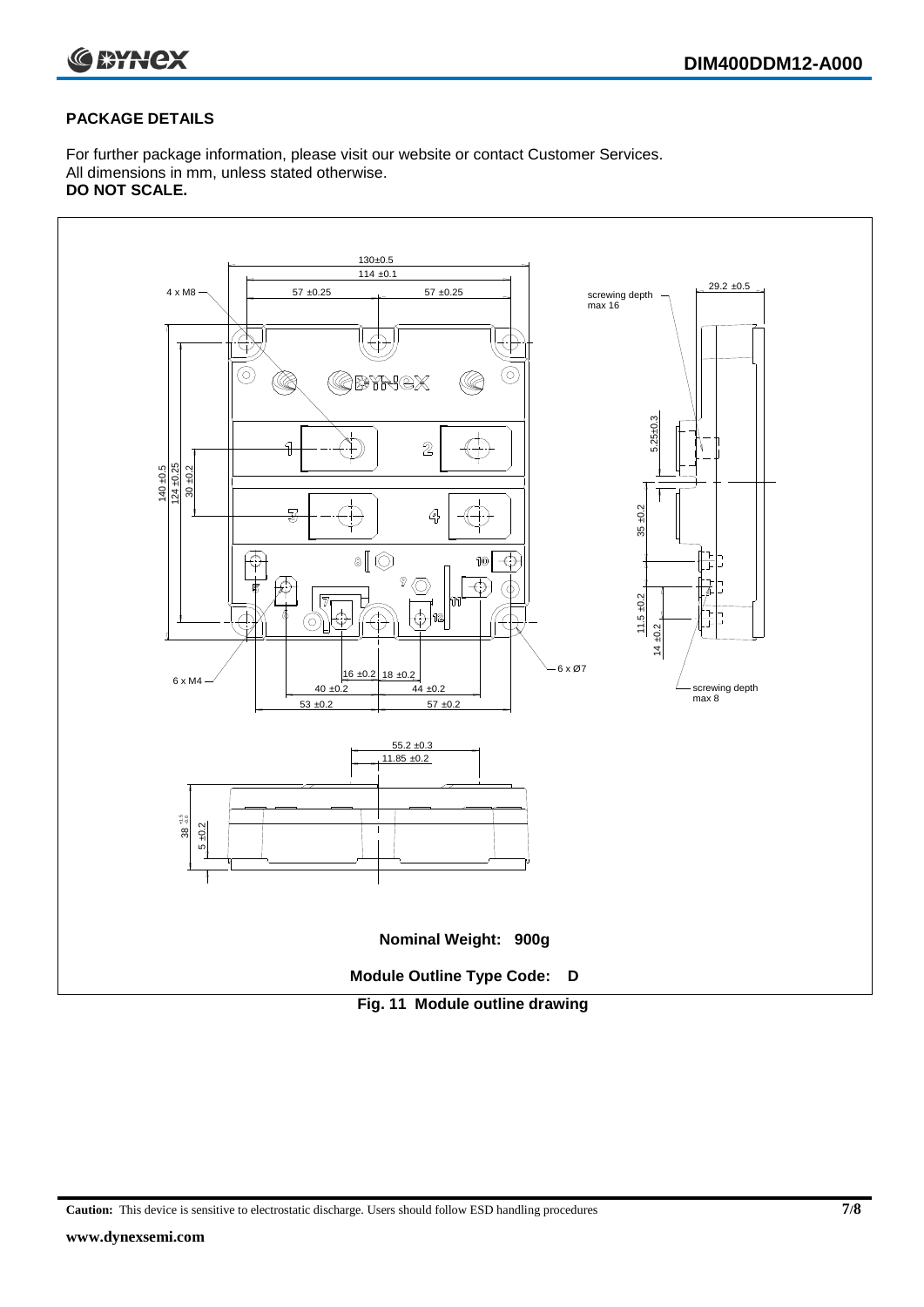## PACKAGE DETAILS

For further package information, please visit our website or contact Customer Services.
All dimensions in mm, unless stated otherwise.
**DO NOT SCALE.**

Nominal Weight: 900g

Module Outline Type Code: D

**Fig. 11 Module outline drawing**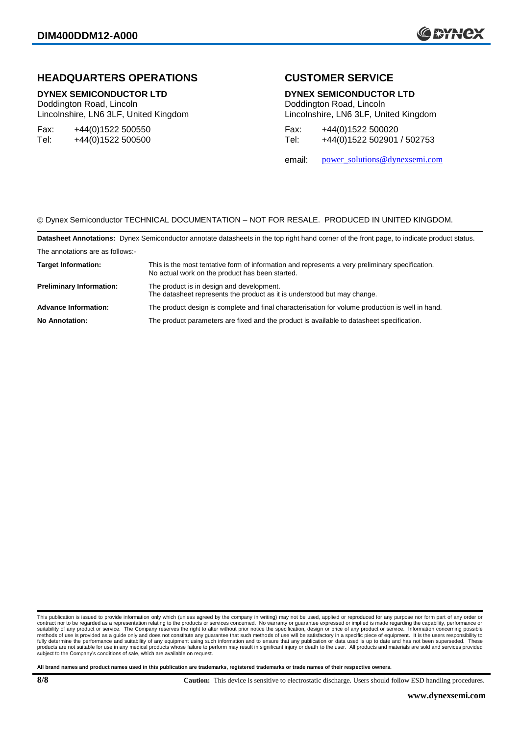## HEADQUARTERS OPERATIONS

**DYNEX SEMICONDUCTOR LTD**
Doddington Road, Lincoln
Lincolnshire, LN6 3LF, United Kingdom

Fax: +44(0)1522 500550
Tel: +44(0)1522 500500

## CUSTOMER SERVICE

**DYNEX SEMICONDUCTOR LTD**
Doddington Road, Lincoln
Lincolnshire, LN6 3LF, United Kingdom

Fax: +44(0)1522 500020
Tel: +44(0)1522 502901 / 502753

email: power_solutions@dynexsemi.com

© Dynex Semiconductor TECHNICAL DOCUMENTATION – NOT FOR RESALE. PRODUCED IN UNITED KINGDOM.

**Datasheet Annotations:** Dynex Semiconductor annotate datasheets in the top right hand corner of the front page, to indicate product status.

The annotations are as follows:-

| | |
|---|---|
| **Target Information:** | This is the most tentative form of information and represents a very preliminary specification. No actual work on the product has been started. |
| **Preliminary Information:** | The product is in design and development. The datasheet represents the product as it is understood but may change. |
| **Advance Information:** | The product design is complete and final characterisation for volume production is well in hand. |
| **No Annotation:** | The product parameters are fixed and the product is available to datasheet specification. |

This publication is issued to provide information only which (unless agreed by the company in writing) may not be used, applied or reproduced for any purpose nor form part of any order or contract nor to be regarded as a representation relating to the products or services concerned. No warranty or guarantee expressed or implied is made regarding the capability, performance or suitability of any product or service. The Company reserves the right to alter without prior notice the specification, design or price of any product or service. Information concerning possible methods of use is provided as a guide only and does not constitute any guarantee that such methods of use will be satisfactory in a specific piece of equipment. It is the users responsibility to fully determine the performance and suitability of any equipment using such information and to ensure that any publication or data used is up to date and has not been superseded. These products are not suitable for use in any medical products whose failure to perform may result in significant injury or death to the user. All products and materials are sold and services provided subject to the Company's conditions of sale, which are available on request.

**All brand names and product names used in this publication are trademarks, registered trademarks or trade names of their respective owners.**

**Caution:** This device is sensitive to electrostatic discharge. Users should follow ESD handling procedures.

**www.dynexsemi.com**